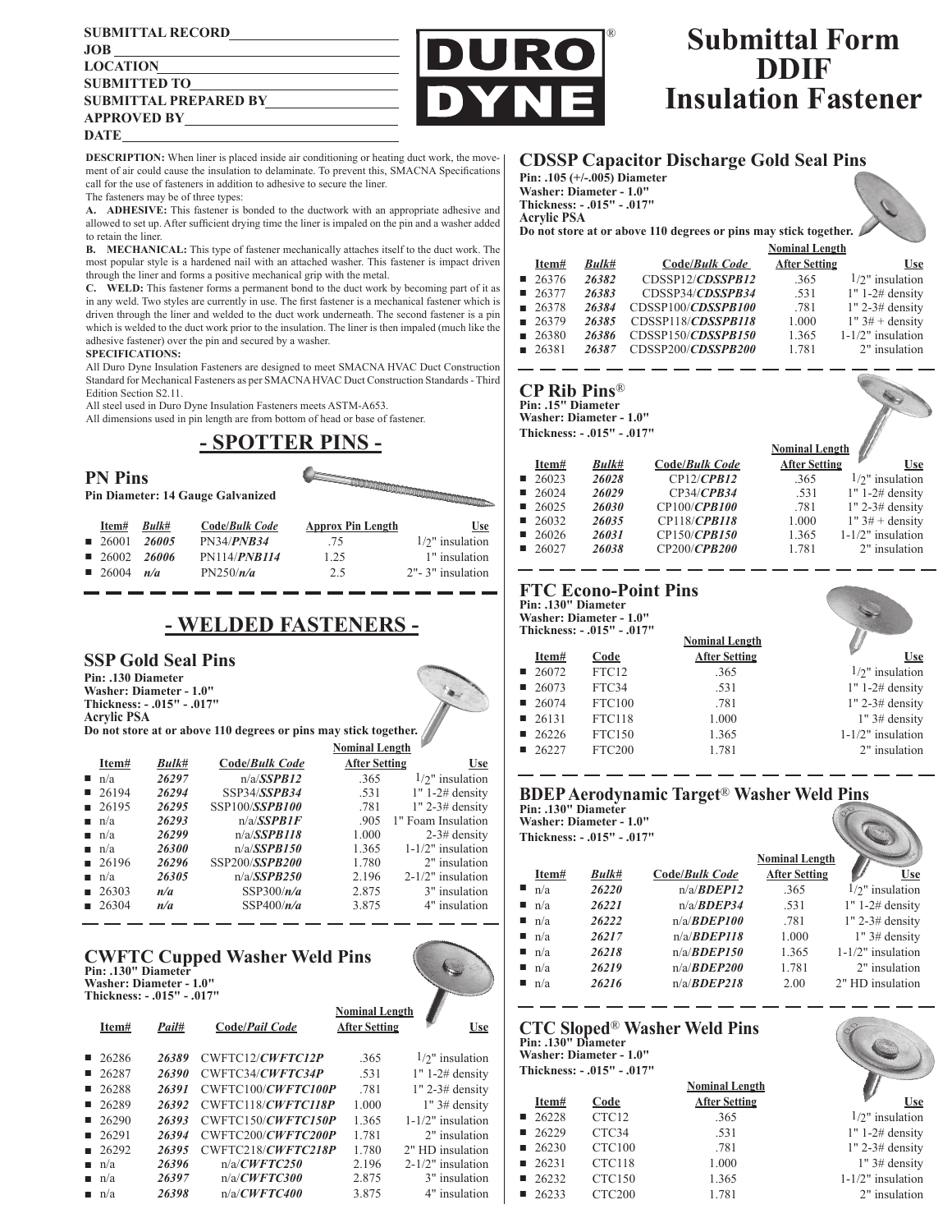SUBMITTAL RECORD

JOB

LOCATION

SUBMITTED TO

SUBMITTAL PREPARED BY

APPROVED BY

DATE

DURO DYNE®

# Submittal Form DDIF Insulation Fastener

**DESCRIPTION:** When liner is placed inside air conditioning or heating duct work, the movement of air could cause the insulation to delaminate. To prevent this, SMACNA Specifications call for the use of fasteners in addition to adhesive to secure the liner.

The fasteners may be of three types:

**A. ADHESIVE:** This fastener is bonded to the ductwork with an appropriate adhesive and allowed to set up. After sufficient drying time the liner is impaled on the pin and a washer added to retain the liner.

**B. MECHANICAL:** This type of fastener mechanically attaches itself to the duct work. The most popular style is a hardened nail with an attached washer. This fastener is impact driven through the liner and forms a positive mechanical grip with the metal.

**C. WELD:** This fastener forms a permanent bond to the duct work by becoming part of it as in any weld. Two styles are currently in use. The first fastener is a mechanical fastener which is driven through the liner and welded to the duct work underneath. The second fastener is a pin which is welded to the duct work prior to the insulation. The liner is then impaled (much like the adhesive fastener) over the pin and secured by a washer.

**SPECIFICATIONS:**

All Duro Dyne Insulation Fasteners are designed to meet SMACNA HVAC Duct Construction Standard for Mechanical Fasteners as per SMACNA HVAC Duct Construction Standards - Third Edition Section S2.11.

All steel used in Duro Dyne Insulation Fasteners meets ASTM-A653.

All dimensions used in pin length are from bottom of head or base of fastener.

## - SPOTTER PINS -

### PN Pins

**Pin Diameter: 14 Gauge Galvanized**

| Item# | *Bulk#* | Code/*Bulk Code* | Approx Pin Length | Use |
|---|---|---|---|---|
| ■ 26001 | *26005* | PN34/*PNB34* | .75 | 1/2" insulation |
| ■ 26002 | *26006* | PN114/*PNB114* | 1.25 | 1" insulation |
| ■ 26004 | *n/a* | PN250/*n/a* | 2.5 | 2"- 3" insulation |

## - WELDED FASTENERS -

### SSP Gold Seal Pins

**Pin: .130 Diameter**
**Washer: Diameter - 1.0"**
**Thickness: - .015" - .017"**
**Acrylic PSA**
**Do not store at or above 110 degrees or pins may stick together.**

| Item# | *Bulk#* | Code/*Bulk Code* | Nominal Length After Setting | Use |
|---|---|---|---|---|
| ■ n/a | *26297* | n/a/*SSPB12* | .365 | 1/2" insulation |
| ■ 26194 | *26294* | SSP34/*SSPB34* | .531 | 1" 1-2# density |
| ■ 26195 | *26295* | SSP100/*SSPB100* | .781 | 1" 2-3# density |
| ■ n/a | *26293* | n/a/*SSPB1F* | .905 | 1" Foam Insulation |
| ■ n/a | *26299* | n/a/*SSPB118* | 1.000 | 2-3# density |
| ■ n/a | *26300* | n/a/*SSPB150* | 1.365 | 1-1/2" insulation |
| ■ 26196 | *26296* | SSP200/*SSPB200* | 1.780 | 2" insulation |
| ■ n/a | *26305* | n/a/*SSPB250* | 2.196 | 2-1/2" insulation |
| ■ 26303 | *n/a* | SSP300/*n/a* | 2.875 | 3" insulation |
| ■ 26304 | *n/a* | SSP400/*n/a* | 3.875 | 4" insulation |

### CWFTC Cupped Washer Weld Pins

**Pin: .130" Diameter**
**Washer: Diameter - 1.0"**
**Thickness: - .015" - .017"**

| Item# | *Pail#* | Code/*Pail Code* | Nominal Length After Setting | Use |
|---|---|---|---|---|
| ■ 26286 | *26389* | CWFTC12/*CWFTC12P* | .365 | 1/2" insulation |
| ■ 26287 | *26390* | CWFTC34/*CWFTC34P* | .531 | 1" 1-2# density |
| ■ 26288 | *26391* | CWFTC100/*CWFTC100P* | .781 | 1" 2-3# density |
| ■ 26289 | *26392* | CWFTC118/*CWFTC118P* | 1.000 | 1" 3# density |
| ■ 26290 | *26393* | CWFTC150/*CWFTC150P* | 1.365 | 1-1/2" insulation |
| ■ 26291 | *26394* | CWFTC200/*CWFTC200P* | 1.781 | 2" insulation |
| ■ 26292 | *26395* | CWFTC218/*CWFTC218P* | 1.780 | 2" HD insulation |
| ■ n/a | *26396* | n/a/*CWFTC250* | 2.196 | 2-1/2" insulation |
| ■ n/a | *26397* | n/a/*CWFTC300* | 2.875 | 3" insulation |
| ■ n/a | *26398* | n/a/*CWFTC400* | 3.875 | 4" insulation |

### CDSSP Capacitor Discharge Gold Seal Pins

**Pin: .105 (+/-.005) Diameter**
**Washer: Diameter - 1.0"**
**Thickness: - .015" - .017"**
**Acrylic PSA**
**Do not store at or above 110 degrees or pins may stick together.**

| Item# | *Bulk#* | Code/*Bulk Code* | Nominal Length After Setting | Use |
|---|---|---|---|---|
| ■ 26376 | *26382* | CDSSP12/*CDSSPB12* | .365 | 1/2" insulation |
| ■ 26377 | *26383* | CDSSP34/*CDSSPB34* | .531 | 1" 1-2# density |
| ■ 26378 | *26384* | CDSSP100/*CDSSPB100* | .781 | 1" 2-3# density |
| ■ 26379 | *26385* | CDSSP118/*CDSSPB118* | 1.000 | 1" 3# + density |
| ■ 26380 | *26386* | CDSSP150/*CDSSPB150* | 1.365 | 1-1/2" insulation |
| ■ 26381 | *26387* | CDSSP200/*CDSSPB200* | 1.781 | 2" insulation |

### CP Rib Pins®

**Pin: .15" Diameter**
**Washer: Diameter - 1.0"**
**Thickness: - .015" - .017"**

| Item# | *Bulk#* | Code/*Bulk Code* | Nominal Length After Setting | Use |
|---|---|---|---|---|
| ■ 26023 | *26028* | CP12/*CPB12* | .365 | 1/2" insulation |
| ■ 26024 | *26029* | CP34/*CPB34* | .531 | 1" 1-2# density |
| ■ 26025 | *26030* | CP100/*CPB100* | .781 | 1" 2-3# density |
| ■ 26032 | *26035* | CP118/*CPB118* | 1.000 | 1" 3# + density |
| ■ 26026 | *26031* | CP150/*CPB150* | 1.365 | 1-1/2" insulation |
| ■ 26027 | *26038* | CP200/*CPB200* | 1.781 | 2" insulation |

### FTC Econo-Point Pins

**Pin: .130" Diameter**
**Washer: Diameter - 1.0"**
**Thickness: - .015" - .017"**

| Item# | Code | Nominal Length After Setting | Use |
|---|---|---|---|
| ■ 26072 | FTC12 | .365 | 1/2" insulation |
| ■ 26073 | FTC34 | .531 | 1" 1-2# density |
| ■ 26074 | FTC100 | .781 | 1" 2-3# density |
| ■ 26131 | FTC118 | 1.000 | 1" 3# density |
| ■ 26226 | FTC150 | 1.365 | 1-1/2" insulation |
| ■ 26227 | FTC200 | 1.781 | 2" insulation |

### BDEP Aerodynamic Target® Washer Weld Pins

**Pin: .130" Diameter**
**Washer: Diameter - 1.0"**
**Thickness: - .015" - .017"**

| Item# | *Bulk#* | Code/*Bulk Code* | Nominal Length After Setting | Use |
|---|---|---|---|---|
| ■ n/a | *26220* | n/a/*BDEP12* | .365 | 1/2" insulation |
| ■ n/a | *26221* | n/a/*BDEP34* | .531 | 1" 1-2# density |
| ■ n/a | *26222* | n/a/*BDEP100* | .781 | 1" 2-3# density |
| ■ n/a | *26217* | n/a/*BDEP118* | 1.000 | 1" 3# density |
| ■ n/a | *26218* | n/a/*BDEP150* | 1.365 | 1-1/2" insulation |
| ■ n/a | *26219* | n/a/*BDEP200* | 1.781 | 2" insulation |
| ■ n/a | *26216* | n/a/*BDEP218* | 2.00 | 2" HD insulation |

### CTC Sloped® Washer Weld Pins

**Pin: .130" Diameter**
**Washer: Diameter - 1.0"**
**Thickness: - .015" - .017"**

| Item# | Code | Nominal Length After Setting | Use |
|---|---|---|---|
| ■ 26228 | CTC12 | .365 | 1/2" insulation |
| ■ 26229 | CTC34 | .531 | 1" 1-2# density |
| ■ 26230 | CTC100 | .781 | 1" 2-3# density |
| ■ 26231 | CTC118 | 1.000 | 1" 3# density |
| ■ 26232 | CTC150 | 1.365 | 1-1/2" insulation |
| ■ 26233 | CTC200 | 1.781 | 2" insulation |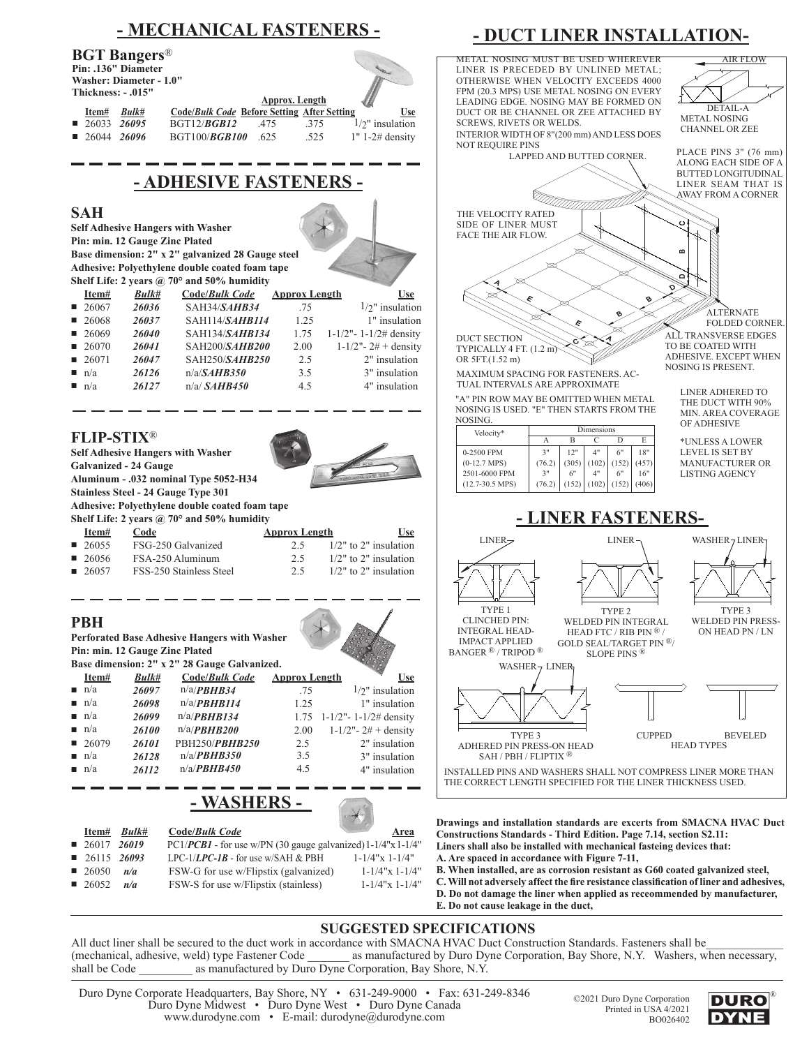# - MECHANICAL FASTENERS -

## BGT Bangers®

**Pin: .136" Diameter**
**Washer: Diameter - 1.0"**
**Thickness: - .015"**

| Item# | *Bulk#* | Code/*Bulk Code* | Approx. Length Before Setting | Approx. Length After Setting | Use |
|---|---|---|---|---|---|
| ■ 26033 | ***26095*** | BGT12/***BGB12*** | .475 | .375 | 1/2" insulation |
| ■ 26044 | ***26096*** | BGT100/***BGB100*** | .625 | .525 | 1" 1-2# density |

# - ADHESIVE FASTENERS -

## SAH

**Self Adhesive Hangers with Washer**
**Pin: min. 12 Gauge Zinc Plated**
**Base dimension: 2" x 2" galvanized 28 Gauge steel**
**Adhesive: Polyethylene double coated foam tape**
**Shelf Life: 2 years @ 70° and 50% humidity**

| Item# | *Bulk#* | Code/*Bulk Code* | Approx Length | Use |
|---|---|---|---|---|
| ■ 26067 | ***26036*** | SAH34/***SAHB34*** | .75 | 1/2" insulation |
| ■ 26068 | ***26037*** | SAH114/***SAHB114*** | 1.25 | 1" insulation |
| ■ 26069 | ***26040*** | SAH134/***SAHB134*** | 1.75 | 1-1/2"- 1-1/2# density |
| ■ 26070 | ***26041*** | SAH200/***SAHB200*** | 2.00 | 1-1/2"- 2# + density |
| ■ 26071 | ***26047*** | SAH250/***SAHB250*** | 2.5 | 2" insulation |
| ■ n/a | ***26126*** | n/a/***SAHB350*** | 3.5 | 3" insulation |
| ■ n/a | ***26127*** | n/a/ ***SAHB450*** | 4.5 | 4" insulation |

## FLIP-STIX®

**Self Adhesive Hangers with Washer**
**Galvanized - 24 Gauge**
**Aluminum - .032 nominal Type 5052-H34**
**Stainless Steel - 24 Gauge Type 301**
**Adhesive: Polyethylene double coated foam tape**
**Shelf Life: 2 years @ 70° and 50% humidity**

| Item# | Code | Approx Length | Use |
|---|---|---|---|
| ■ 26055 | FSG-250 Galvanized | 2.5 | 1/2" to 2" insulation |
| ■ 26056 | FSA-250 Aluminum | 2.5 | 1/2" to 2" insulation |
| ■ 26057 | FSS-250 Stainless Steel | 2.5 | 1/2" to 2" insulation |

## PBH

**Perforated Base Adhesive Hangers with Washer**
**Pin: min. 12 Gauge Zinc Plated**
**Base dimension: 2" x 2" 28 Gauge Galvanized.**

| Item# | *Bulk#* | Code/*Bulk Code* | Approx Length | Use |
|---|---|---|---|---|
| ■ n/a | ***26097*** | n/a/***PBHB34*** | .75 | 1/2" insulation |
| ■ n/a | ***26098*** | n/a/***PBHB114*** | 1.25 | 1" insulation |
| ■ n/a | ***26099*** | n/a/***PBHB134*** | 1.75 | 1-1/2"- 1-1/2# density |
| ■ n/a | ***26100*** | n/a/***PBHB200*** | 2.00 | 1-1/2"- 2# + density |
| ■ 26079 | ***26101*** | PBH250/***PBHB250*** | 2.5 | 2" insulation |
| ■ n/a | ***26128*** | n/a/***PBHB350*** | 3.5 | 3" insulation |
| ■ n/a | ***26112*** | n/a/***PBHB450*** | 4.5 | 4" insulation |

# - WASHERS -

| Item# | *Bulk#* | Code/*Bulk Code* | Area |
|---|---|---|---|
| ■ 26017 | ***26019*** | PC1/***PCB1*** - for use w/PN (30 gauge galvanized) | 1-1/4"x 1-1/4" |
| ■ 26115 | ***26093*** | LPC-1/***LPC-1B*** - for use w/SAH & PBH | 1-1/4"x 1-1/4" |
| ■ 26050 | ***n/a*** | FSW-G for use w/Flipstix (galvanized) | 1-1/4"x 1-1/4" |
| ■ 26052 | ***n/a*** | FSW-S for use w/Flipstix (stainless) | 1-1/4"x 1-1/4" |

# - DUCT LINER INSTALLATION-

METAL NOSING MUST BE USED WHEREVER LINER IS PRECEDED BY UNLINED METAL; OTHERWISE WHEN VELOCITY EXCEEDS 4000 FPM (20.3 MPS) USE METAL NOSING ON EVERY LEADING EDGE. NOSING MAY BE FORMED ON DUCT OR BE CHANNEL OR ZEE ATTACHED BY SCREWS, RIVETS OR WELDS.

INTERIOR WIDTH OF 8"(200 mm) AND LESS DOES NOT REQUIRE PINS

AIR FLOW

DETAIL-A
METAL NOSING
CHANNEL OR ZEE

PLACE PINS 3" (76 mm) ALONG EACH SIDE OF A BUTTED LONGITUDINAL LINER SEAM THAT IS AWAY FROM A CORNER

LAPPED AND BUTTED CORNER.

THE VELOCITY RATED SIDE OF LINER MUST FACE THE AIR FLOW.

ALTERNATE FOLDED CORNER.

DUCT SECTION TYPICALLY 4 FT. (1.2 m) OR 5FT.(1.52 m)

ALL TRANSVERSE EDGES TO BE COATED WITH ADHESIVE. EXCEPT WHEN NOSING IS PRESENT.

MAXIMUM SPACING FOR FASTENERS. ACTUAL INTERVALS ARE APPROXIMATE

"A" PIN ROW MAY BE OMITTED WHEN METAL NOSING IS USED. "E" THEN STARTS FROM THE NOSING.

| Velocity* | Dimensions A | B | C | D | E |
|---|---|---|---|---|---|
| 0-2500 FPM (0-12.7 MPS) | 3" (76.2) | 12" (305) | 4" (102) | 6" (152) | 18" (457) |
| 2501-6000 FPM (12.7-30.5 MPS) | 3" (76.2) | 6" (152) | 4" (102) | 6" (152) | 16" (406) |

LINER ADHERED TO THE DUCT WITH 90% MIN. AREA COVERAGE OF ADHESIVE

*UNLESS A LOWER LEVEL IS SET BY MANUFACTURER OR LISTING AGENCY

# - LINER FASTENERS-

LINER — TYPE 1 CLINCHED PIN: INTEGRAL HEAD-IMPACT APPLIED BANGER® / TRIPOD®

LINER — TYPE 2 WELDED PIN INTEGRAL HEAD FTC / RIB PIN® / GOLD SEAL/TARGET PIN®/ SLOPE PINS®

WASHER, LINER — TYPE 3 WELDED PIN PRESS-ON HEAD PN / LN

WASHER, LINER — TYPE 3 ADHERED PIN PRESS-ON HEAD SAH / PBH / FLIPTIX®

CUPPED / BEVELED — HEAD TYPES

INSTALLED PINS AND WASHERS SHALL NOT COMPRESS LINER MORE THAN THE CORRECT LENGTH SPECIFIED FOR THE LINER THICKNESS USED.

**Drawings and installation standards are excerts from SMACNA HVAC Duct Constructions Standards - Third Edition. Page 7.14, section S2.11: Liners shall also be installed with mechanical fasteing devices that:**
**A. Are spaced in accordance with Figure 7-11,**
**B. When installed, are as corrosion resistant as G60 coated galvanized steel,**
**C. Will not adversely affect the fire resistance classification of liner and adhesives,**
**D. Do not damage the liner when applied as receommended by manufacturer,**
**E. Do not cause leakage in the duct,**

## SUGGESTED SPECIFICATIONS

All duct liner shall be secured to the duct work in accordance with SMACNA HVAC Duct Construction Standards. Fasteners shall be____________ (mechanical, adhesive, weld) type Fastener Code _______ as manufactured by Duro Dyne Corporation, Bay Shore, N.Y. Washers, when necessary, shall be Code _________ as manufactured by Duro Dyne Corporation, Bay Shore, N.Y.

Duro Dyne Corporate Headquarters, Bay Shore, NY • 631-249-9000 • Fax: 631-249-8346
Duro Dyne Midwest • Duro Dyne West • Duro Dyne Canada
www.durodyne.com • E-mail: durodyne@durodyne.com

©2021 Duro Dyne Corporation
Printed in USA 4/2021
BO026402

DURO DYNE®